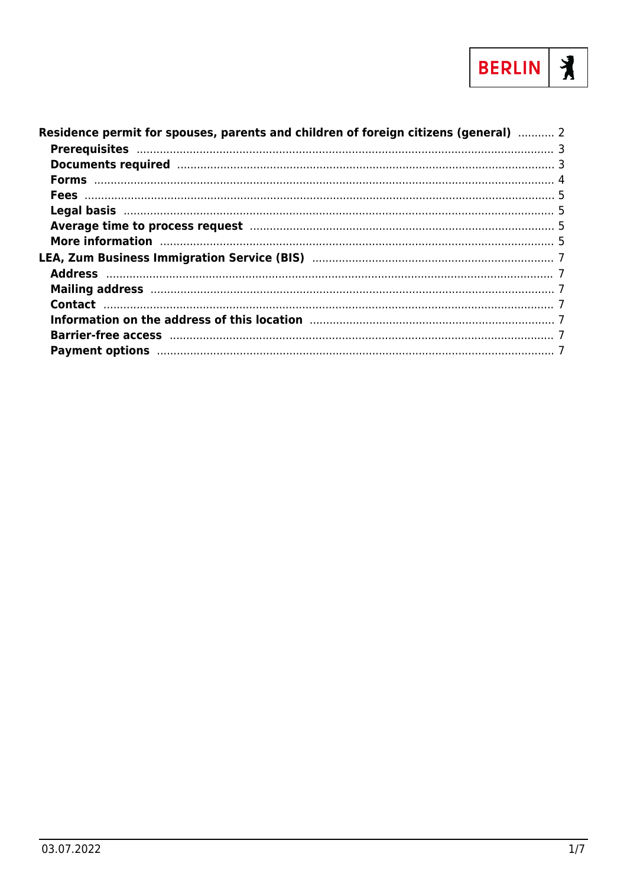BERLIN

**Residence permit for spouses, parents and children of foreign citizens (general)** ........... 2

- **Prerequisites** ........... 3
- **Documents required** ........... 3
- **Forms** ........... 4
- **Fees** ........... 5
- **Legal basis** ........... 5
- **Average time to process request** ........... 5
- **More information** ........... 5

**LEA, Zum Business Immigration Service (BIS)** ........... 7

- **Address** ........... 7
- **Mailing address** ........... 7
- **Contact** ........... 7
- **Information on the address of this location** ........... 7
- **Barrier-free access** ........... 7
- **Payment options** ........... 7

03.07.2022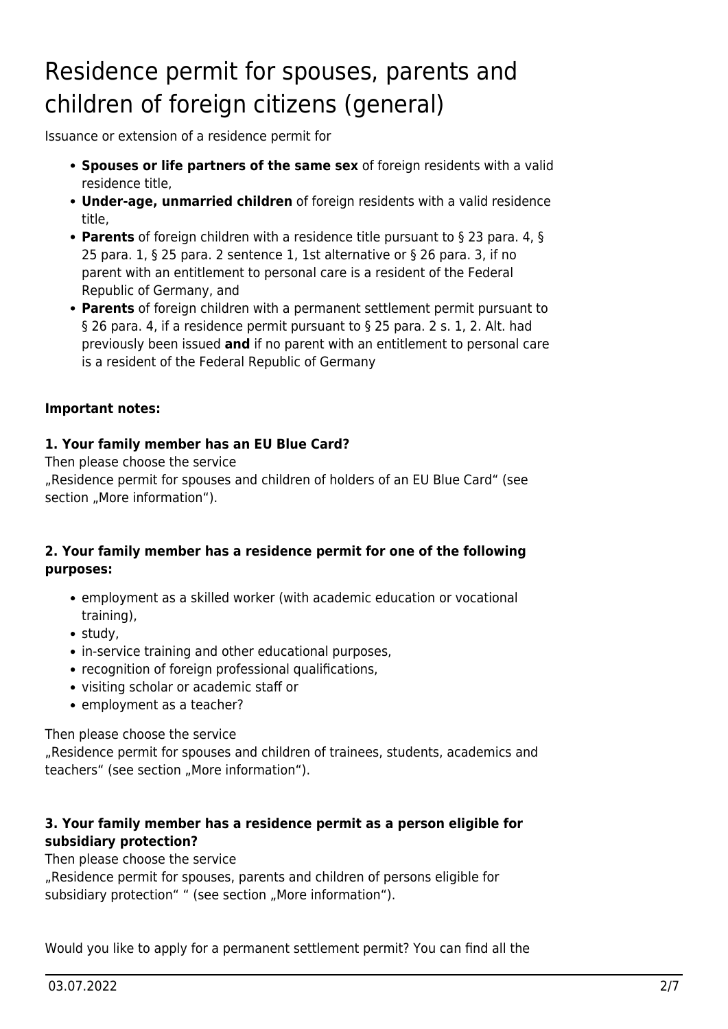# Residence permit for spouses, parents and children of foreign citizens (general)

Issuance or extension of a residence permit for

- **Spouses or life partners of the same sex** of foreign residents with a valid residence title,
- **Under-age, unmarried children** of foreign residents with a valid residence title,
- **Parents** of foreign children with a residence title pursuant to § 23 para. 4, § 25 para. 1, § 25 para. 2 sentence 1, 1st alternative or § 26 para. 3, if no parent with an entitlement to personal care is a resident of the Federal Republic of Germany, and
- **Parents** of foreign children with a permanent settlement permit pursuant to § 26 para. 4, if a residence permit pursuant to § 25 para. 2 s. 1, 2. Alt. had previously been issued **and** if no parent with an entitlement to personal care is a resident of the Federal Republic of Germany

**Important notes:**

**1. Your family member has an EU Blue Card?**

Then please choose the service
„Residence permit for spouses and children of holders of an EU Blue Card“ (see section „More information“).

**2. Your family member has a residence permit for one of the following purposes:**

- employment as a skilled worker (with academic education or vocational training),
- study,
- in-service training and other educational purposes,
- recognition of foreign professional qualifications,
- visiting scholar or academic staff or
- employment as a teacher?

Then please choose the service
„Residence permit for spouses and children of trainees, students, academics and teachers“ (see section „More information“).

**3. Your family member has a residence permit as a person eligible for subsidiary protection?**

Then please choose the service
„Residence permit for spouses, parents and children of persons eligible for subsidiary protection“ “ (see section „More information“).

Would you like to apply for a permanent settlement permit? You can find all the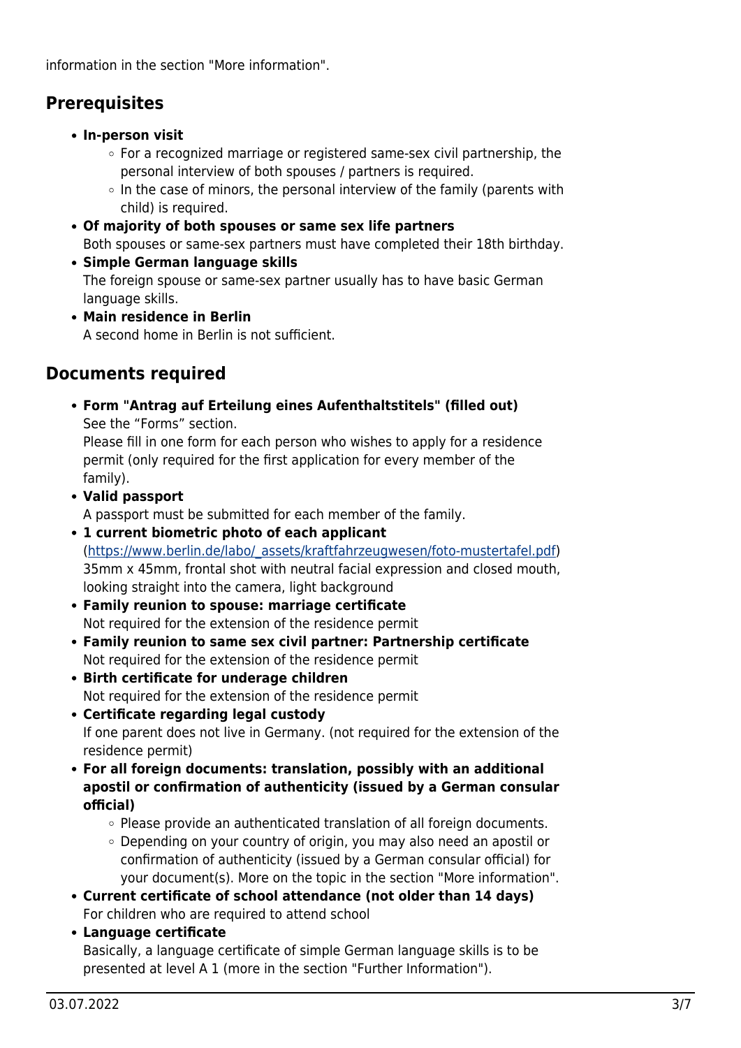information in the section "More information".

## Prerequisites

- **In-person visit**
  - For a recognized marriage or registered same-sex civil partnership, the personal interview of both spouses / partners is required.
  - In the case of minors, the personal interview of the family (parents with child) is required.
- **Of majority of both spouses or same sex life partners**
  Both spouses or same-sex partners must have completed their 18th birthday.
- **Simple German language skills**
  The foreign spouse or same-sex partner usually has to have basic German language skills.
- **Main residence in Berlin**
  A second home in Berlin is not sufficient.

## Documents required

- **Form "Antrag auf Erteilung eines Aufenthaltstitels" (filled out)**
  See the "Forms" section.
  Please fill in one form for each person who wishes to apply for a residence permit (only required for the first application for every member of the family).
- **Valid passport**
  A passport must be submitted for each member of the family.
- **1 current biometric photo of each applicant**
  ([https://www.berlin.de/labo/_assets/kraftfahrzeugwesen/foto-mustertafel.pdf](https://www.berlin.de/labo/_assets/kraftfahrzeugwesen/foto-mustertafel.pdf))
  35mm x 45mm, frontal shot with neutral facial expression and closed mouth, looking straight into the camera, light background
- **Family reunion to spouse: marriage certificate**
  Not required for the extension of the residence permit
- **Family reunion to same sex civil partner: Partnership certificate**
  Not required for the extension of the residence permit
- **Birth certificate for underage children**
  Not required for the extension of the residence permit
- **Certificate regarding legal custody**
  If one parent does not live in Germany. (not required for the extension of the residence permit)
- **For all foreign documents: translation, possibly with an additional apostil or confirmation of authenticity (issued by a German consular official)**
  - Please provide an authenticated translation of all foreign documents.
  - Depending on your country of origin, you may also need an apostil or confirmation of authenticity (issued by a German consular official) for your document(s). More on the topic in the section "More information".
- **Current certificate of school attendance (not older than 14 days)**
  For children who are required to attend school
- **Language certificate**
  Basically, a language certificate of simple German language skills is to be presented at level A 1 (more in the section "Further Information").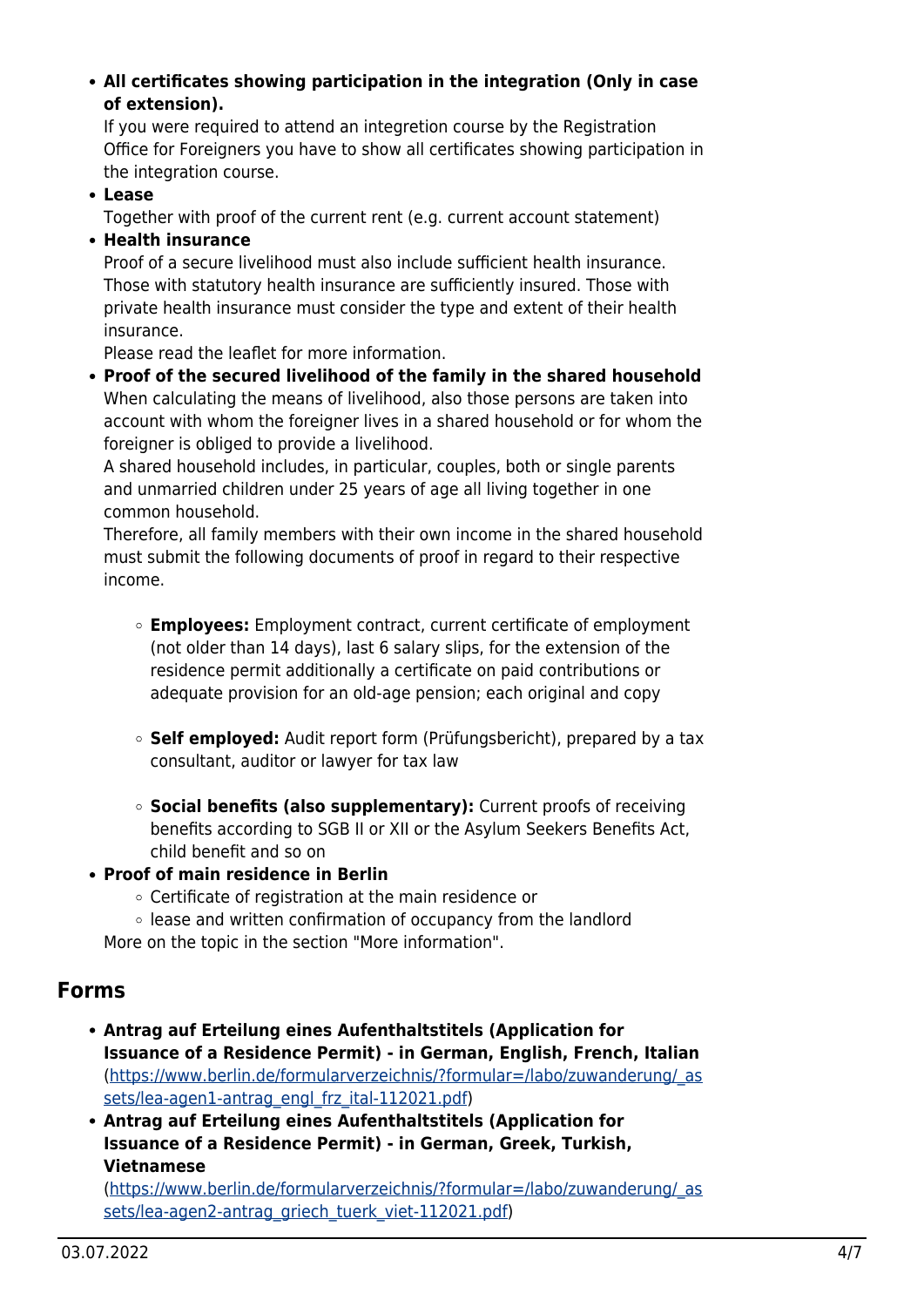- **All certificates showing participation in the integration (Only in case of extension).**
  If you were required to attend an integretion course by the Registration Office for Foreigners you have to show all certificates showing participation in the integration course.
- **Lease**
  Together with proof of the current rent (e.g. current account statement)
- **Health insurance**
  Proof of a secure livelihood must also include sufficient health insurance. Those with statutory health insurance are sufficiently insured. Those with private health insurance must consider the type and extent of their health insurance.
  Please read the leaflet for more information.
- **Proof of the secured livelihood of the family in the shared household**
  When calculating the means of livelihood, also those persons are taken into account with whom the foreigner lives in a shared household or for whom the foreigner is obliged to provide a livelihood.
  A shared household includes, in particular, couples, both or single parents and unmarried children under 25 years of age all living together in one common household.
  Therefore, all family members with their own income in the shared household must submit the following documents of proof in regard to their respective income.
  - **Employees:** Employment contract, current certificate of employment (not older than 14 days), last 6 salary slips, for the extension of the residence permit additionally a certificate on paid contributions or adequate provision for an old-age pension; each original and copy
  - **Self employed:** Audit report form (Prüfungsbericht), prepared by a tax consultant, auditor or lawyer for tax law
  - **Social benefits (also supplementary):** Current proofs of receiving benefits according to SGB II or XII or the Asylum Seekers Benefits Act, child benefit and so on
- **Proof of main residence in Berlin**
  - Certificate of registration at the main residence or
  - lease and written confirmation of occupancy from the landlord

  More on the topic in the section "More information".

## Forms

- **Antrag auf Erteilung eines Aufenthaltstitels (Application for Issuance of a Residence Permit) - in German, English, French, Italian**
  (https://www.berlin.de/formularverzeichnis/?formular=/labo/zuwanderung/_assets/lea-agen1-antrag_engl_frz_ital-112021.pdf)
- **Antrag auf Erteilung eines Aufenthaltstitels (Application for Issuance of a Residence Permit) - in German, Greek, Turkish, Vietnamese**
  (https://www.berlin.de/formularverzeichnis/?formular=/labo/zuwanderung/_assets/lea-agen2-antrag_griech_tuerk_viet-112021.pdf)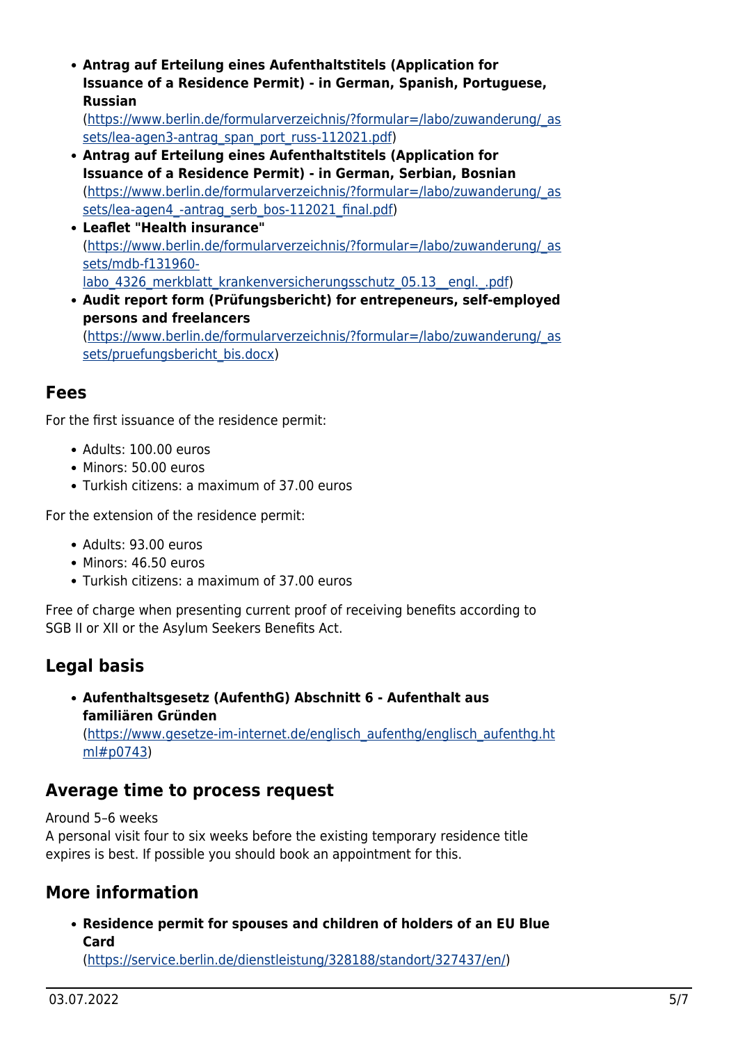- **Antrag auf Erteilung eines Aufenthaltstitels (Application for Issuance of a Residence Permit) - in German, Spanish, Portuguese, Russian**
  (https://www.berlin.de/formularverzeichnis/?formular=/labo/zuwanderung/_assets/lea-agen3-antrag_span_port_russ-112021.pdf)
- **Antrag auf Erteilung eines Aufenthaltstitels (Application for Issuance of a Residence Permit) - in German, Serbian, Bosnian**
  (https://www.berlin.de/formularverzeichnis/?formular=/labo/zuwanderung/_assets/lea-agen4_-antrag_serb_bos-112021_final.pdf)
- **Leaflet "Health insurance"**
  (https://www.berlin.de/formularverzeichnis/?formular=/labo/zuwanderung/_assets/mdb-f131960-labo_4326_merkblatt_krankenversicherungsschutz_05.13__engl._.pdf)
- **Audit report form (Prüfungsbericht) for entrepeneurs, self-employed persons and freelancers**
  (https://www.berlin.de/formularverzeichnis/?formular=/labo/zuwanderung/_assets/pruefungsbericht_bis.docx)

## Fees

For the first issuance of the residence permit:

- Adults: 100.00 euros
- Minors: 50.00 euros
- Turkish citizens: a maximum of 37.00 euros

For the extension of the residence permit:

- Adults: 93.00 euros
- Minors: 46.50 euros
- Turkish citizens: a maximum of 37.00 euros

Free of charge when presenting current proof of receiving benefits according to SGB II or XII or the Asylum Seekers Benefits Act.

## Legal basis

- **Aufenthaltsgesetz (AufenthG) Abschnitt 6 - Aufenthalt aus familiären Gründen**
  (https://www.gesetze-im-internet.de/englisch_aufenthg/englisch_aufenthg.html#p0743)

## Average time to process request

Around 5–6 weeks
A personal visit four to six weeks before the existing temporary residence title expires is best. If possible you should book an appointment for this.

## More information

- **Residence permit for spouses and children of holders of an EU Blue Card**
  (https://service.berlin.de/dienstleistung/328188/standort/327437/en/)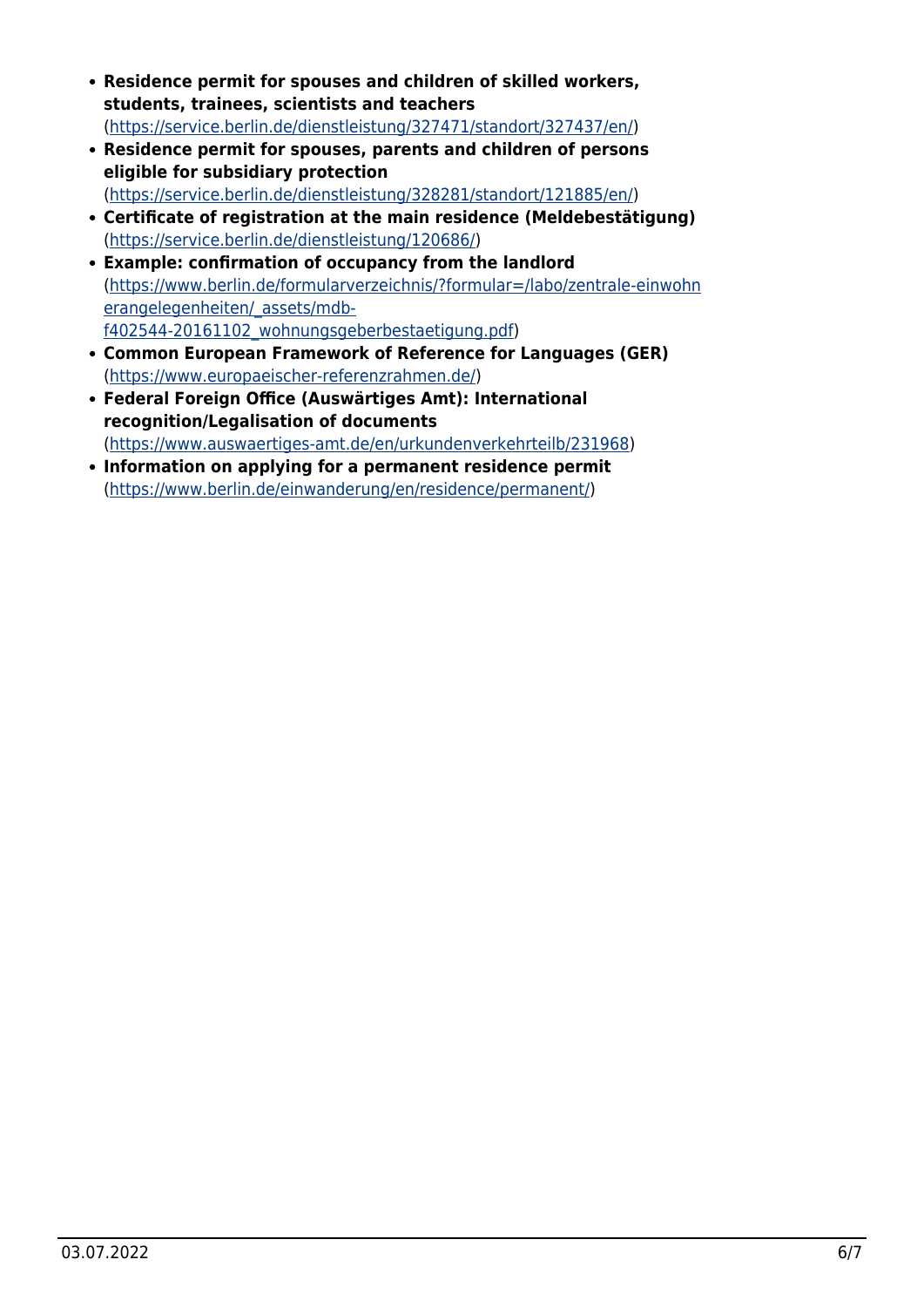- **Residence permit for spouses and children of skilled workers, students, trainees, scientists and teachers** (https://service.berlin.de/dienstleistung/327471/standort/327437/en/)
- **Residence permit for spouses, parents and children of persons eligible for subsidiary protection** (https://service.berlin.de/dienstleistung/328281/standort/121885/en/)
- **Certificate of registration at the main residence (Meldebestätigung)** (https://service.berlin.de/dienstleistung/120686/)
- **Example: confirmation of occupancy from the landlord** (https://www.berlin.de/formularverzeichnis/?formular=/labo/zentrale-einwohnerangelegenheiten/_assets/mdb-f402544-20161102_wohnungsgeberbestaetigung.pdf)
- **Common European Framework of Reference for Languages (GER)** (https://www.europaeischer-referenzrahmen.de/)
- **Federal Foreign Office (Auswärtiges Amt): International recognition/Legalisation of documents** (https://www.auswaertiges-amt.de/en/urkundenverkehrteilb/231968)
- **Information on applying for a permanent residence permit** (https://www.berlin.de/einwanderung/en/residence/permanent/)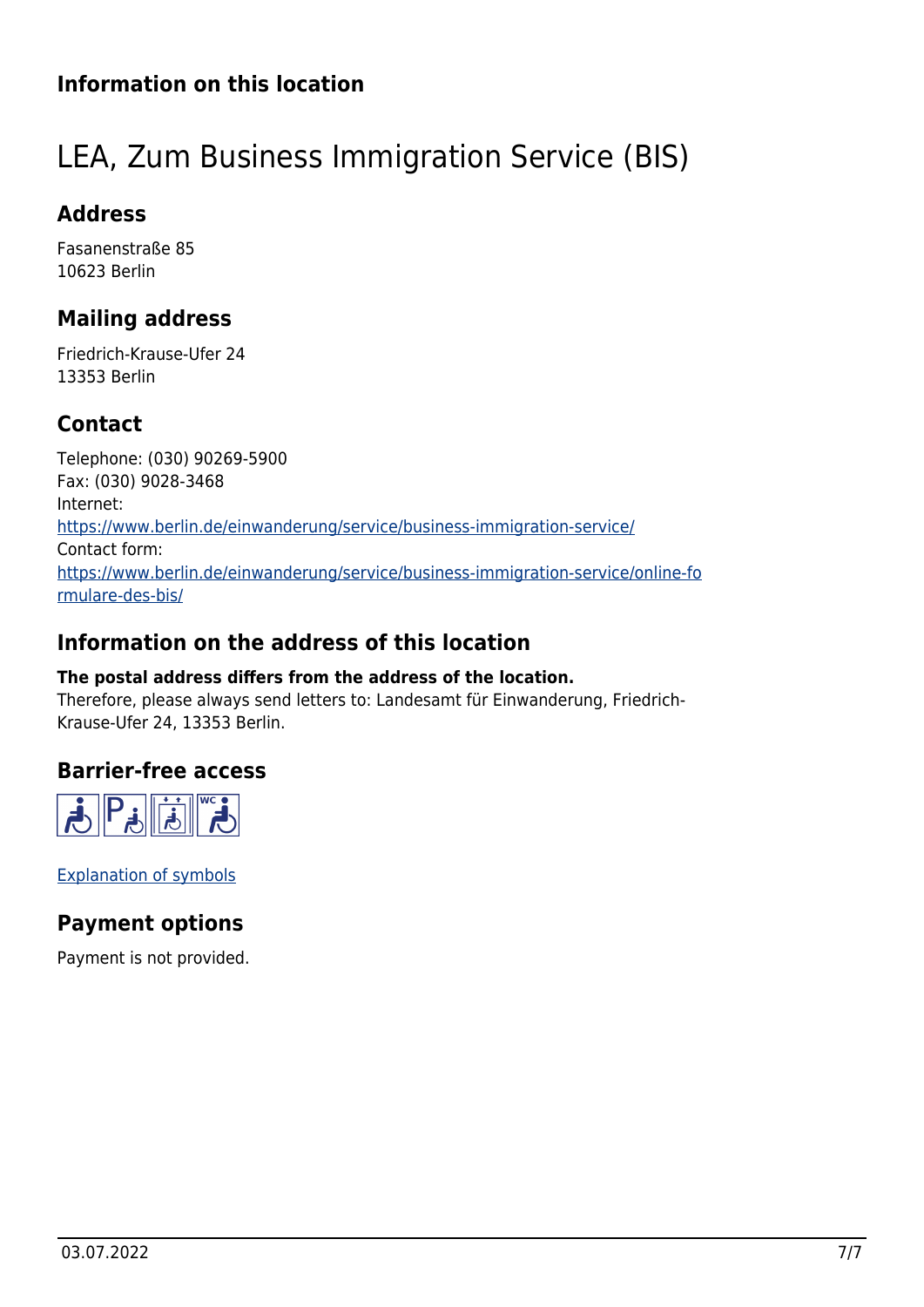### Information on this location

# LEA, Zum Business Immigration Service (BIS)

## Address

Fasanenstraße 85
10623 Berlin

## Mailing address

Friedrich-Krause-Ufer 24
13353 Berlin

## Contact

Telephone: (030) 90269-5900
Fax: (030) 9028-3468
Internet:
https://www.berlin.de/einwanderung/service/business-immigration-service/
Contact form:
https://www.berlin.de/einwanderung/service/business-immigration-service/online-formulare-des-bis/

## Information on the address of this location

**The postal address differs from the address of the location.**
Therefore, please always send letters to: Landesamt für Einwanderung, Friedrich-Krause-Ufer 24, 13353 Berlin.

## Barrier-free access

Explanation of symbols

## Payment options

Payment is not provided.